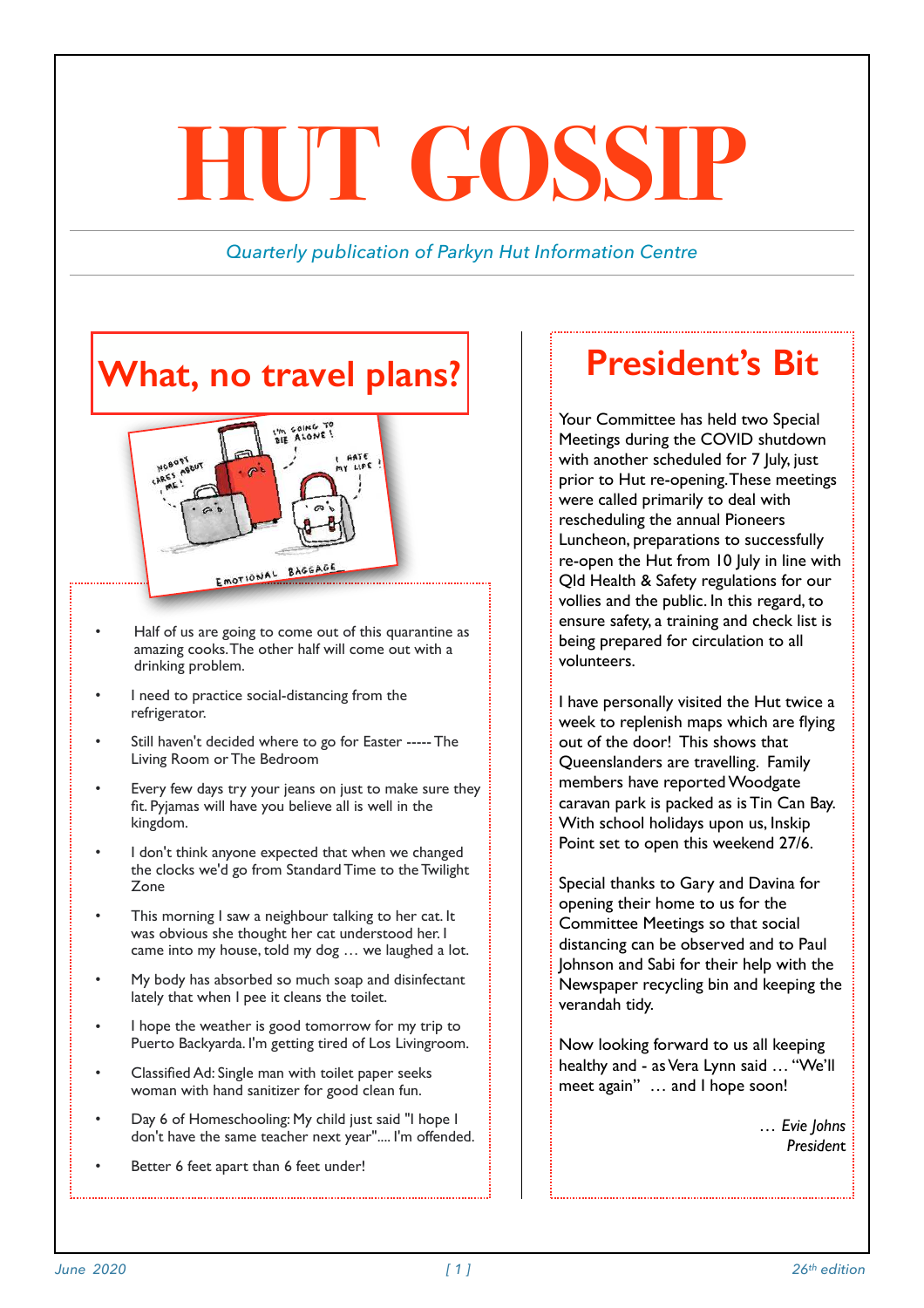# HUT GOSSIP

*Quarterly publication of Parkyn Hut Information Centre*

## What, no travel plans?

- Half of us are going to come out of this quarantine as amazing cooks. The other half will come out with a drinking problem.
- I need to practice social-distancing from the refrigerator.
- Still haven't decided where to go for Easter ----- The Living Room or The Bedroom
- Every few days try your jeans on just to make sure they fit. Pyjamas will have you believe all is well in the kingdom.
- I don't think anyone expected that when we changed the clocks we'd go from Standard Time to the Twilight Zone
- This morning I saw a neighbour talking to her cat. It was obvious she thought her cat understood her. I came into my house, told my dog … we laughed a lot.
- My body has absorbed so much soap and disinfectant lately that when I pee it cleans the toilet.
- I hope the weather is good tomorrow for my trip to Puerto Backyarda. I'm getting tired of Los Livingroom.
- Classified Ad: Single man with toilet paper seeks woman with hand sanitizer for good clean fun.
- Day 6 of Homeschooling: My child just said "I hope I don't have the same teacher next year"…. I'm offended.
- Better 6 feet apart than 6 feet under!

## President's Bit

Your Committee has held two Special Meetings during the COVID shutdown with another scheduled for 7 July, just prior to Hut re-opening. These meetings were called primarily to deal with rescheduling the annual Pioneers Luncheon, preparations to successfully re-open the Hut from 10 July in line with Qld Health & Safety regulations for our vollies and the public. In this regard, to ensure safety, a training and check list is being prepared for circulation to all volunteers.

I have personally visited the Hut twice a week to replenish maps which are flying out of the door! This shows that Queenslanders are travelling. Family members have reported Woodgate caravan park is packed as is Tin Can Bay. With school holidays upon us, Inskip Point set to open this weekend 27/6.

Special thanks to Gary and Davina for opening their home to us for the Committee Meetings so that social distancing can be observed and to Paul Johnson and Sabi for their help with the Newspaper recycling bin and keeping the verandah tidy.

Now looking forward to us all keeping healthy and - as Vera Lynn said … "We'll meet again" … and I hope soon!

*… Evie Johns*
*President*

*June 2020* *26th edition*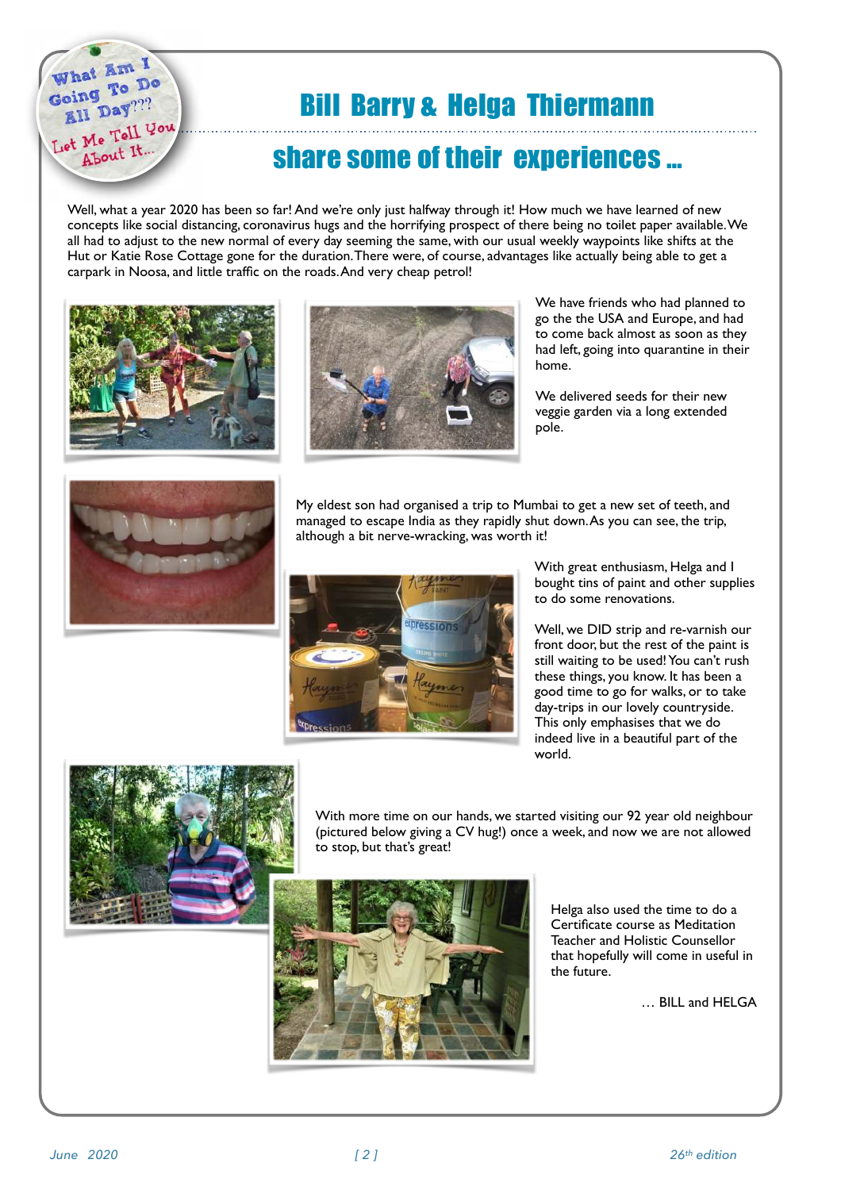What Am I Going To Do All Day??? Let Me Tell You About It...

# Bill Barry & Helga Thiermann

## share some of their experiences ...

Well, what a year 2020 has been so far! And we're only just halfway through it! How much we have learned of new concepts like social distancing, coronavirus hugs and the horrifying prospect of there being no toilet paper available. We all had to adjust to the new normal of every day seeming the same, with our usual weekly waypoints like shifts at the Hut or Katie Rose Cottage gone for the duration. There were, of course, advantages like actually being able to get a carpark in Noosa, and little traffic on the roads. And very cheap petrol!

We have friends who had planned to go the the USA and Europe, and had to come back almost as soon as they had left, going into quarantine in their home.

We delivered seeds for their new veggie garden via a long extended pole.

My eldest son had organised a trip to Mumbai to get a new set of teeth, and managed to escape India as they rapidly shut down. As you can see, the trip, although a bit nerve-wracking, was worth it!

With great enthusiasm, Helga and I bought tins of paint and other supplies to do some renovations.

Well, we DID strip and re-varnish our front door, but the rest of the paint is still waiting to be used! You can't rush these things, you know. It has been a good time to go for walks, or to take day-trips in our lovely countryside. This only emphasises that we do indeed live in a beautiful part of the world.

With more time on our hands, we started visiting our 92 year old neighbour (pictured below giving a CV hug!) once a week, and now we are not allowed to stop, but that's great!

Helga also used the time to do a Certificate course as Meditation Teacher and Holistic Counsellor that hopefully will come in useful in the future.

… BILL and HELGA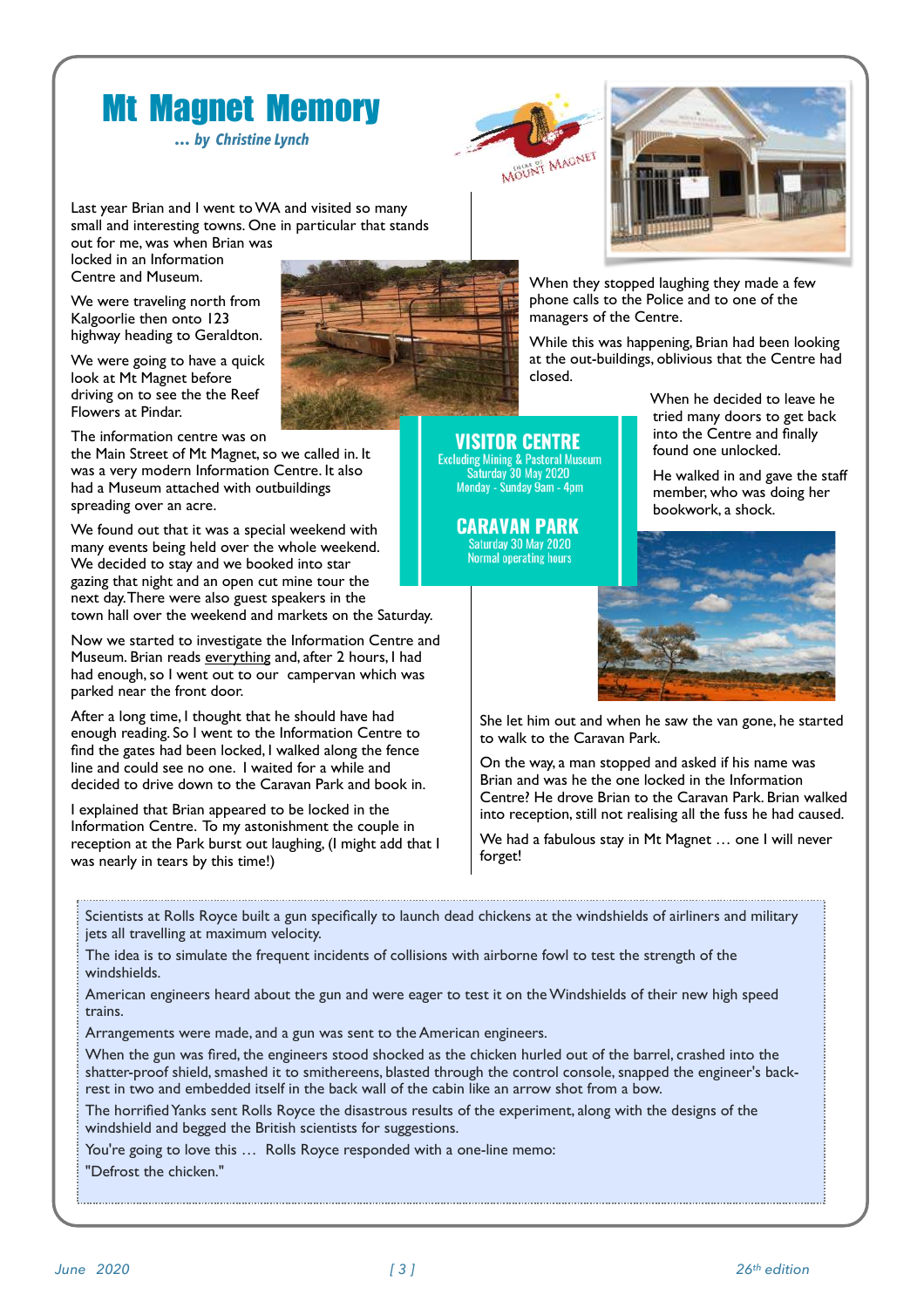# Mt Magnet Memory

*... by Christine Lynch*

Last year Brian and I went to WA and visited so many small and interesting towns. One in particular that stands out for me, was when Brian was locked in an Information Centre and Museum.

We were traveling north from Kalgoorlie then onto 123 highway heading to Geraldton.

We were going to have a quick look at Mt Magnet before driving on to see the Reef Flowers at Pindar.

The information centre was on the Main Street of Mt Magnet, so we called in. It was a very modern Information Centre. It also had a Museum attached with outbuildings spreading over an acre.

We found out that it was a special weekend with many events being held over the whole weekend. We decided to stay and we booked into star gazing that night and an open cut mine tour the next day. There were also guest speakers in the town hall over the weekend and markets on the Saturday.

Now we started to investigate the Information Centre and Museum. Brian reads everything and, after 2 hours, I had had enough, so I went out to our campervan which was parked near the front door.

After a long time, I thought that he should have had enough reading. So I went to the Information Centre to find the gates had been locked, I walked along the fence line and could see no one. I waited for a while and decided to drive down to the Caravan Park and book in.

I explained that Brian appeared to be locked in the Information Centre. To my astonishment the couple in reception at the Park burst out laughing, (I might add that I was nearly in tears by this time!)

When they stopped laughing they made a few phone calls to the Police and to one of the managers of the Centre.

While this was happening, Brian had been looking at the out-buildings, oblivious that the Centre had closed.

When he decided to leave he tried many doors to get back into the Centre and finally found one unlocked.

He walked in and gave the staff member, who was doing her bookwork, a shock.

**VISITOR CENTRE**
Excluding Mining & Pastoral Museum
Saturday 30 May 2020
Monday - Sunday 9am - 4pm

**CARAVAN PARK**
Saturday 30 May 2020
Normal operating hours

She let him out and when he saw the van gone, he started to walk to the Caravan Park.

On the way, a man stopped and asked if his name was Brian and was he the one locked in the Information Centre? He drove Brian to the Caravan Park. Brian walked into reception, still not realising all the fuss he had caused.

We had a fabulous stay in Mt Magnet … one I will never forget!

---

Scientists at Rolls Royce built a gun specifically to launch dead chickens at the windshields of airliners and military jets all travelling at maximum velocity.

The idea is to simulate the frequent incidents of collisions with airborne fowl to test the strength of the windshields.

American engineers heard about the gun and were eager to test it on the Windshields of their new high speed trains.

Arrangements were made, and a gun was sent to the American engineers.

When the gun was fired, the engineers stood shocked as the chicken hurled out of the barrel, crashed into the shatter-proof shield, smashed it to smithereens, blasted through the control console, snapped the engineer's back-rest in two and embedded itself in the back wall of the cabin like an arrow shot from a bow.

The horrified Yanks sent Rolls Royce the disastrous results of the experiment, along with the designs of the windshield and begged the British scientists for suggestions.

You're going to love this … Rolls Royce responded with a one-line memo:

"Defrost the chicken."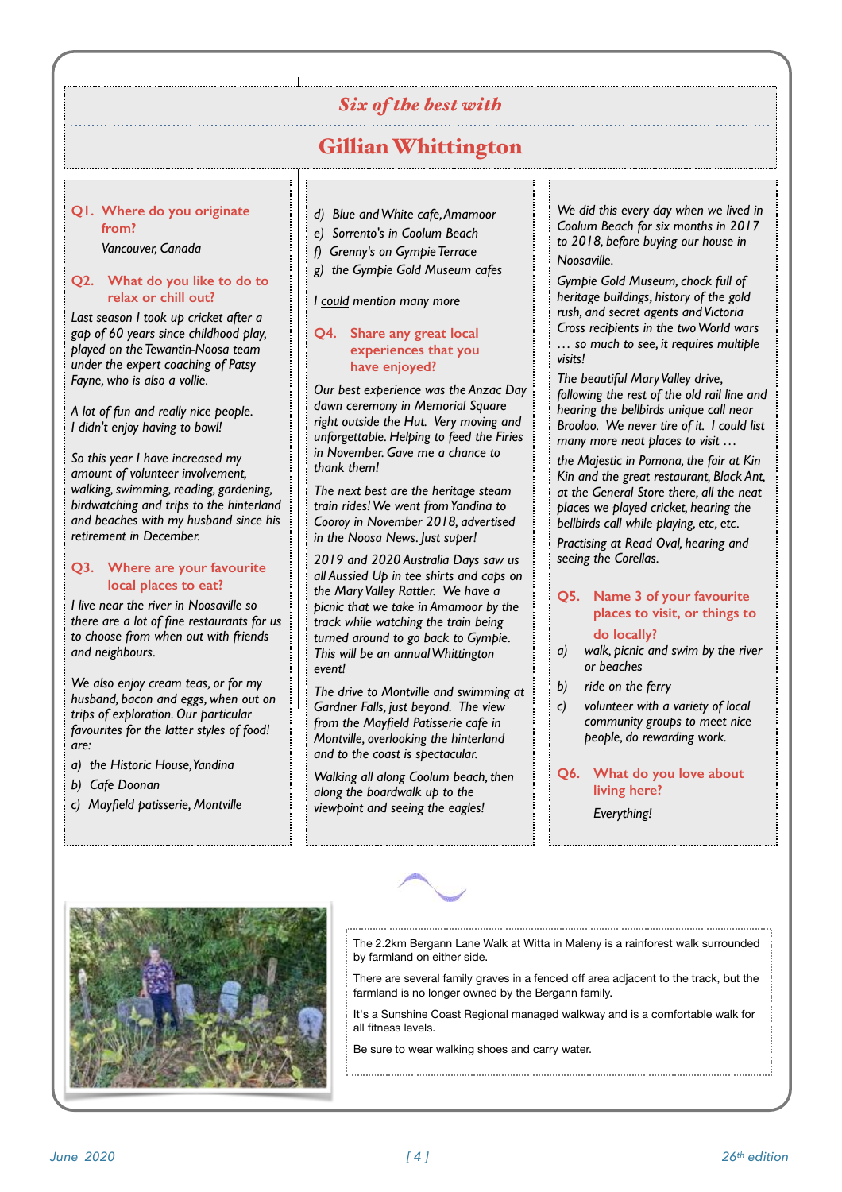## *Six of the best with*

# Gillian Whittington

**Q1. Where do you originate from?**

*Vancouver, Canada*

**Q2. What do you like to do to relax or chill out?**

*Last season I took up cricket after a gap of 60 years since childhood play, played on the Tewantin-Noosa team under the expert coaching of Patsy Fayne, who is also a vollie.*

*A lot of fun and really nice people. I didn't enjoy having to bowl!*

*So this year I have increased my amount of volunteer involvement, walking, swimming, reading, gardening, birdwatching and trips to the hinterland and beaches with my husband since his retirement in December.*

**Q3. Where are your favourite local places to eat?**

*I live near the river in Noosaville so there are a lot of fine restaurants for us to choose from when out with friends and neighbours.*

*We also enjoy cream teas, or for my husband, bacon and eggs, when out on trips of exploration. Our particular favourites for the latter styles of food! are:*

*a) the Historic House, Yandina*
*b) Cafe Doonan*
*c) Mayfield patisserie, Montville*
*d) Blue and White cafe, Amamoor*
*e) Sorrento's in Coolum Beach*
*f) Grenny's on Gympie Terrace*
*g) the Gympie Gold Museum cafes*

*I could mention many more*

**Q4. Share any great local experiences that you have enjoyed?**

*Our best experience was the Anzac Day dawn ceremony in Memorial Square right outside the Hut. Very moving and unforgettable. Helping to feed the Firies in November. Gave me a chance to thank them!*

*The next best are the heritage steam train rides! We went from Yandina to Cooroy in November 2018, advertised in the Noosa News. Just super!*

*2019 and 2020 Australia Days saw us all Aussied Up in tee shirts and caps on the Mary Valley Rattler. We have a picnic that we take in Amamoor by the track while watching the train being turned around to go back to Gympie. This will be an annual Whittington event!*

*The drive to Montville and swimming at Gardner Falls, just beyond. The view from the Mayfield Patisserie cafe in Montville, overlooking the hinterland and to the coast is spectacular.*

*Walking all along Coolum beach, then along the boardwalk up to the viewpoint and seeing the eagles!*

*We did this every day when we lived in Coolum Beach for six months in 2017 to 2018, before buying our house in Noosaville.*

*Gympie Gold Museum, chock full of heritage buildings, history of the gold rush, and secret agents and Victoria Cross recipients in the two World wars … so much to see, it requires multiple visits!*

*The beautiful Mary Valley drive, following the rest of the old rail line and hearing the bellbirds unique call near Brooloo. We never tire of it. I could list many more neat places to visit …*

*the Majestic in Pomona, the fair at Kin Kin and the great restaurant, Black Ant, at the General Store there, all the neat places we played cricket, hearing the bellbirds call while playing, etc, etc.*

*Practising at Read Oval, hearing and seeing the Corellas.*

**Q5. Name 3 of your favourite places to visit, or things to do locally?**

*a) walk, picnic and swim by the river or beaches*
*b) ride on the ferry*
*c) volunteer with a variety of local community groups to meet nice people, do rewarding work.*

**Q6. What do you love about living here?**

*Everything!*

The 2.2km Bergann Lane Walk at Witta in Maleny is a rainforest walk surrounded by farmland on either side.

There are several family graves in a fenced off area adjacent to the track, but the farmland is no longer owned by the Bergann family.

It's a Sunshine Coast Regional managed walkway and is a comfortable walk for all fitness levels.

Be sure to wear walking shoes and carry water.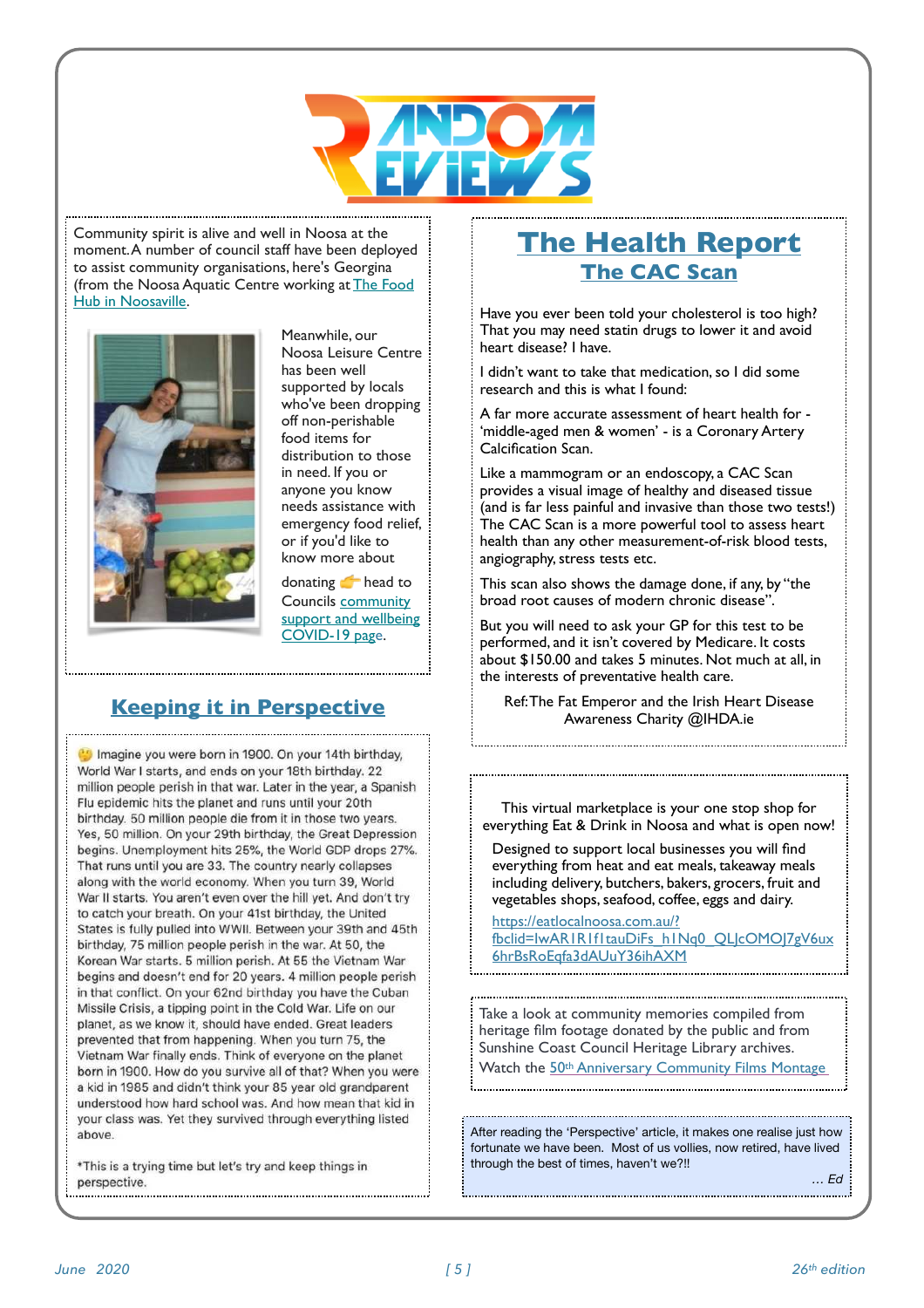# Random Reviews

Community spirit is alive and well in Noosa at the moment. A number of council staff have been deployed to assist community organisations, here's Georgina (from the Noosa Aquatic Centre working at The Food Hub in Noosaville.

Meanwhile, our Noosa Leisure Centre has been well supported by locals who've been dropping off non-perishable food items for distribution to those in need. If you or anyone you know needs assistance with emergency food relief, or if you'd like to know more about donating 👉 head to Councils community support and wellbeing COVID-19 page.

## Keeping it in Perspective

🤔 Imagine you were born in 1900. On your 14th birthday, World War I starts, and ends on your 18th birthday. 22 million people perish in that war. Later in the year, a Spanish Flu epidemic hits the planet and runs until your 20th birthday. 50 million people die from it in those two years. Yes, 50 million. On your 29th birthday, the Great Depression begins. Unemployment hits 25%, the World GDP drops 27%. That runs until you are 33. The country nearly collapses along with the world economy. When you turn 39, World War II starts. You aren't even over the hill yet. And don't try to catch your breath. On your 41st birthday, the United States is fully pulled into WWII. Between your 39th and 45th birthday, 75 million people perish in the war. At 50, the Korean War starts. 5 million perish. At 55 the Vietnam War begins and doesn't end for 20 years. 4 million people perish in that conflict. On your 62nd birthday you have the Cuban Missile Crisis, a tipping point in the Cold War. Life on our planet, as we know it, should have ended. Great leaders prevented that from happening. When you turn 75, the Vietnam War finally ends. Think of everyone on the planet born in 1900. How do you survive all of that? When you were a kid in 1985 and didn't think your 85 year old grandparent understood how hard school was. And how mean that kid in your class was. Yet they survived through everything listed above.

*This is a trying time but let's try and keep things in perspective.

## The Health Report

### The CAC Scan

Have you ever been told your cholesterol is too high? That you may need statin drugs to lower it and avoid heart disease? I have.

I didn't want to take that medication, so I did some research and this is what I found:

A far more accurate assessment of heart health for - 'middle-aged men & women' - is a Coronary Artery Calcification Scan.

Like a mammogram or an endoscopy, a CAC Scan provides a visual image of healthy and diseased tissue (and is far less painful and invasive than those two tests!) The CAC Scan is a more powerful tool to assess heart health than any other measurement-of-risk blood tests, angiography, stress tests etc.

This scan also shows the damage done, if any, by "the broad root causes of modern chronic disease".

But you will need to ask your GP for this test to be performed, and it isn't covered by Medicare. It costs about $150.00 and takes 5 minutes. Not much at all, in the interests of preventative health care.

Ref: The Fat Emperor and the Irish Heart Disease Awareness Charity @IHDA.ie

---

This virtual marketplace is your one stop shop for everything Eat & Drink in Noosa and what is open now!

Designed to support local businesses you will find everything from heat and eat meals, takeaway meals including delivery, butchers, bakers, grocers, fruit and vegetables shops, seafood, coffee, eggs and dairy.

https://eatlocalnoosa.com.au/?fbclid=IwAR1R1f1tauDiFs_h1Nq0_QLJcOMOJ7gV6ux6hrBsRoEqfa3dAUuY36ihAXM

---

Take a look at community memories compiled from heritage film footage donated by the public and from Sunshine Coast Council Heritage Library archives.

Watch the 50th Anniversary Community Films Montage

---

After reading the 'Perspective' article, it makes one realise just how fortunate we have been. Most of us vollies, now retired, have lived through the best of times, haven't we?!!

*… Ed*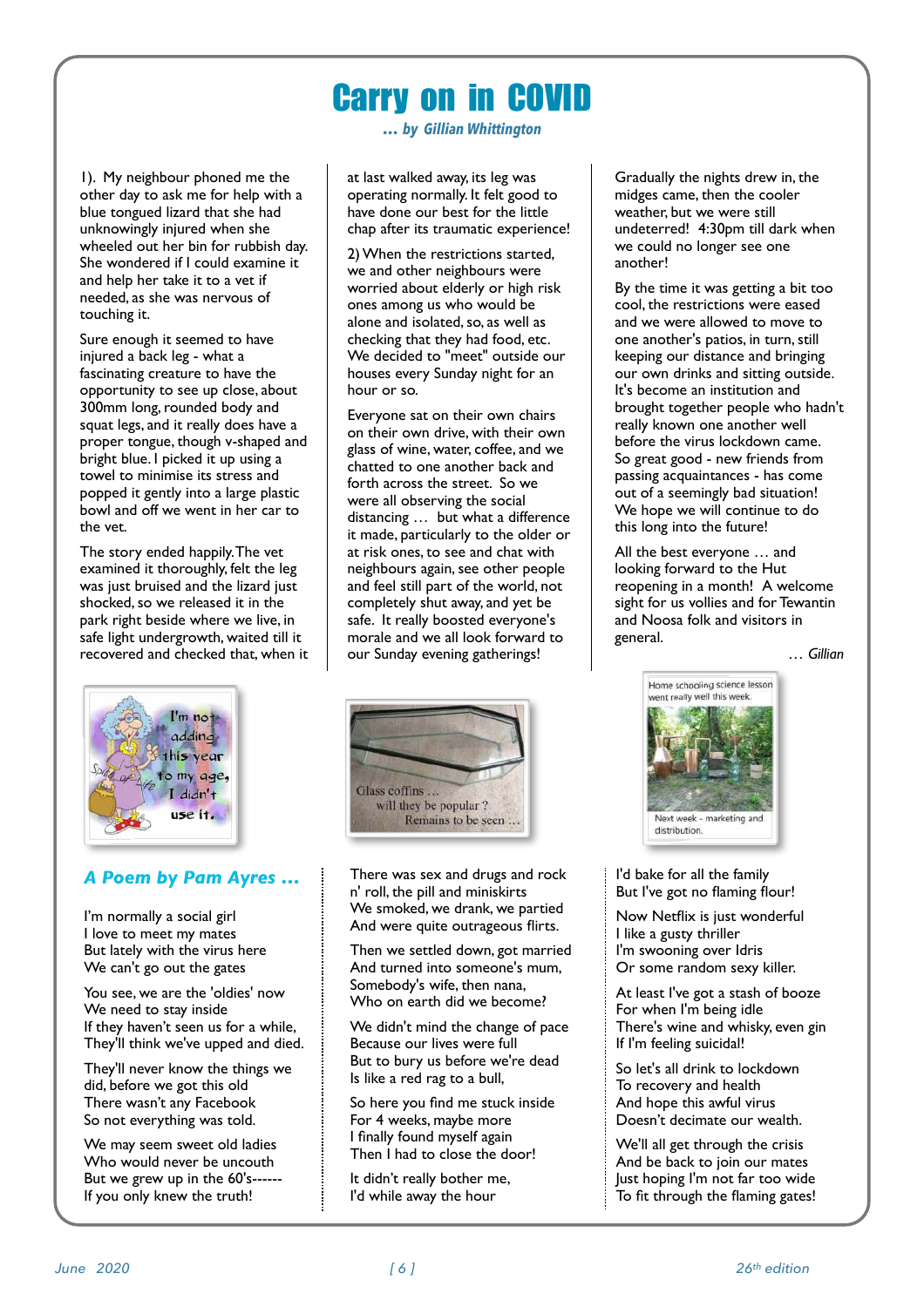# Carry on in COVID

*... by Gillian Whittington*

1). My neighbour phoned me the other day to ask me for help with a blue tongued lizard that she had unknowingly injured when she wheeled out her bin for rubbish day. She wondered if I could examine it and help her take it to a vet if needed, as she was nervous of touching it.

Sure enough it seemed to have injured a back leg - what a fascinating creature to have the opportunity to see up close, about 300mm long, rounded body and squat legs, and it really does have a proper tongue, though v-shaped and bright blue. I picked it up using a towel to minimise its stress and popped it gently into a large plastic bowl and off we went in her car to the vet.

The story ended happily. The vet examined it thoroughly, felt the leg was just bruised and the lizard just shocked, so we released it in the park right beside where we live, in safe light undergrowth, waited till it recovered and checked that, when it at last walked away, its leg was operating normally. It felt good to have done our best for the little chap after its traumatic experience!

2) When the restrictions started, we and other neighbours were worried about elderly or high risk ones among us who would be alone and isolated, so, as well as checking that they had food, etc. We decided to "meet" outside our houses every Sunday night for an hour or so.

Everyone sat on their own chairs on their own drive, with their own glass of wine, water, coffee, and we chatted to one another back and forth across the street. So we were all observing the social distancing … but what a difference it made, particularly to the older or at risk ones, to see and chat with neighbours again, see other people and feel still part of the world, not completely shut away, and yet be safe. It really boosted everyone's morale and we all look forward to our Sunday evening gatherings!

Gradually the nights drew in, the midges came, then the cooler weather, but we were still undeterred! 4:30pm till dark when we could no longer see one another!

By the time it was getting a bit too cool, the restrictions were eased and we were allowed to move to one another's patios, in turn, still keeping our distance and bringing our own drinks and sitting outside. It's become an institution and brought together people who hadn't really known one another well before the virus lockdown came. So great good - new friends from passing acquaintances - has come out of a seemingly bad situation! We hope we will continue to do this long into the future!

All the best everyone … and looking forward to the Hut reopening in a month! A welcome sight for us vollies and for Tewantin and Noosa folk and visitors in general.

*… Gillian*

I'm not adding this year to my age, I didn't use it.

Glass coffins … will they be popular ? Remains to be seen …

Home schooling science lesson went really well this week.

Next week - marketing and distribution.

## *A Poem by Pam Ayres …*

I'm normally a social girl
I love to meet my mates
But lately with the virus here
We can't go out the gates

You see, we are the 'oldies' now
We need to stay inside
If they haven't seen us for a while,
They'll think we've upped and died.

They'll never know the things we did, before we got this old
There wasn't any Facebook
So not everything was told.

We may seem sweet old ladies
Who would never be uncouth
But we grew up in the 60's------
If you only knew the truth!

There was sex and drugs and rock n' roll, the pill and miniskirts
We smoked, we drank, we partied
And were quite outrageous flirts.

Then we settled down, got married
And turned into someone's mum,
Somebody's wife, then nana,
Who on earth did we become?

We didn't mind the change of pace
Because our lives were full
But to bury us before we're dead
Is like a red rag to a bull,

So here you find me stuck inside
For 4 weeks, maybe more
I finally found myself again
Then I had to close the door!

It didn't really bother me,
I'd while away the hour
I'd bake for all the family
But I've got no flaming flour!

Now Netflix is just wonderful
I like a gusty thriller
I'm swooning over Idris
Or some random sexy killer.

At least I've got a stash of booze
For when I'm being idle
There's wine and whisky, even gin
If I'm feeling suicidal!

So let's all drink to lockdown
To recovery and health
And hope this awful virus
Doesn't decimate our wealth.

We'll all get through the crisis
And be back to join our mates
Just hoping I'm not far too wide
To fit through the flaming gates!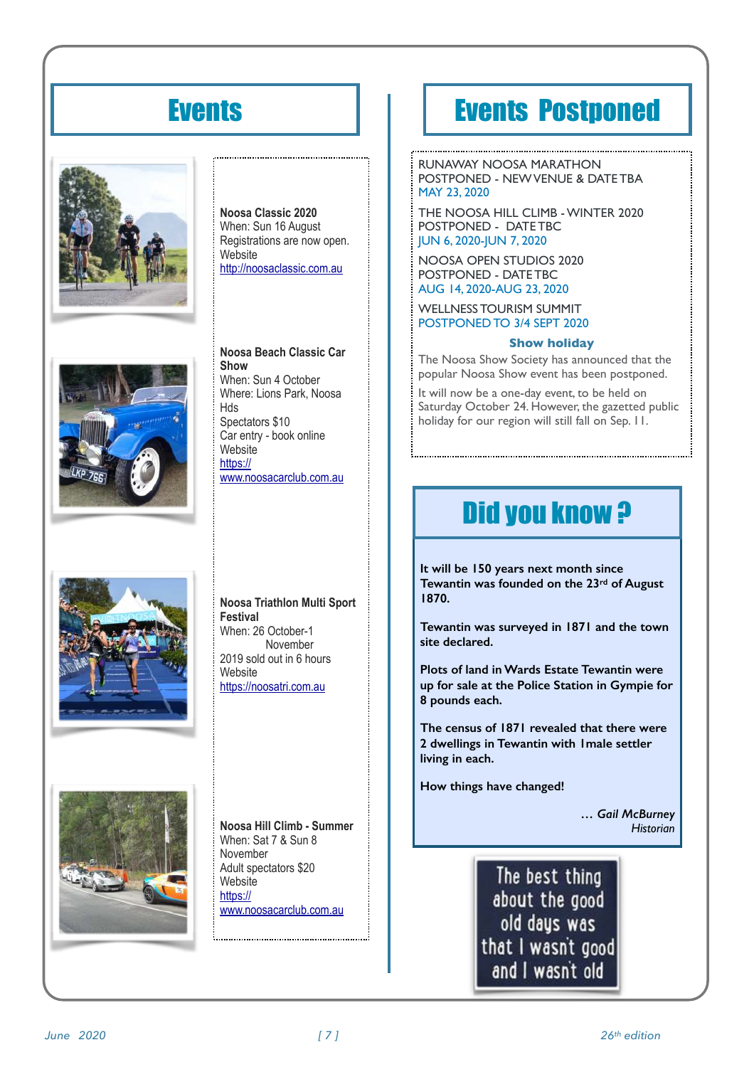# Events

**Noosa Classic 2020**
When: Sun 16 August
Registrations are now open.
Website
http://noosaclassic.com.au

**Noosa Beach Classic Car Show**
When: Sun 4 October
Where: Lions Park, Noosa Hds
Spectators $10
Car entry - book online
Website
https://www.noosacarclub.com.au

**Noosa Triathlon Multi Sport Festival**
When: 26 October-1 November
2019 sold out in 6 hours
Website
https://noosatri.com.au

**Noosa Hill Climb - Summer**
When: Sat 7 & Sun 8 November
Adult spectators $20
Website
https://www.noosacarclub.com.au

# Events Postponed

RUNAWAY NOOSA MARATHON
POSTPONED - NEW VENUE & DATE TBA
MAY 23, 2020

THE NOOSA HILL CLIMB - WINTER 2020
POSTPONED - DATE TBC
JUN 6, 2020-JUN 7, 2020

NOOSA OPEN STUDIOS 2020
POSTPONED - DATE TBC
AUG 14, 2020-AUG 23, 2020

WELLNESS TOURISM SUMMIT
POSTPONED TO 3/4 SEPT 2020

### Show holiday

The Noosa Show Society has announced that the popular Noosa Show event has been postponed.

It will now be a one-day event, to be held on Saturday October 24. However, the gazetted public holiday for our region will still fall on Sep. 11.

# Did you know ?

**It will be 150 years next month since Tewantin was founded on the 23rd of August 1870.**

**Tewantin was surveyed in 1871 and the town site declared.**

**Plots of land in Wards Estate Tewantin were up for sale at the Police Station in Gympie for 8 pounds each.**

**The census of 1871 revealed that there were 2 dwellings in Tewantin with 1male settler living in each.**

**How things have changed!**

*… Gail McBurney*
*Historian*

The best thing about the good old days was that I wasn't good and I wasn't old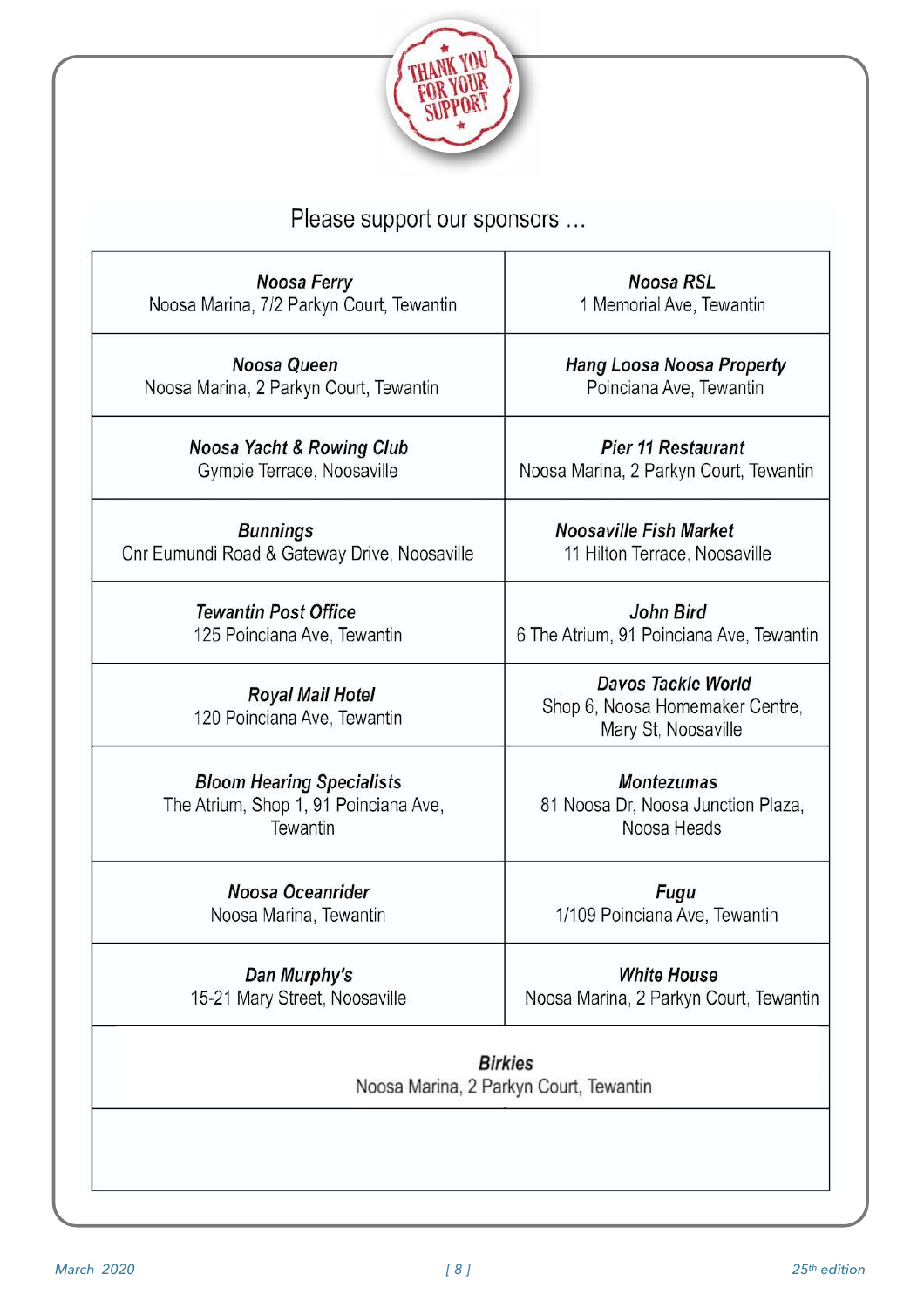THANK YOU FOR YOUR SUPPORT

Please support our sponsors ...

| | |
|---|---|
| ***Noosa Ferry***<br>Noosa Marina, 7/2 Parkyn Court, Tewantin | ***Noosa RSL***<br>1 Memorial Ave, Tewantin |
| ***Noosa Queen***<br>Noosa Marina, 2 Parkyn Court, Tewantin | ***Hang Loosa Noosa Property***<br>Poinciana Ave, Tewantin |
| ***Noosa Yacht & Rowing Club***<br>Gympie Terrace, Noosaville | ***Pier 11 Restaurant***<br>Noosa Marina, 2 Parkyn Court, Tewantin |
| ***Bunnings***<br>Cnr Eumundi Road & Gateway Drive, Noosaville | ***Noosaville Fish Market***<br>11 Hilton Terrace, Noosaville |
| ***Tewantin Post Office***<br>125 Poinciana Ave, Tewantin | ***John Bird***<br>6 The Atrium, 91 Poinciana Ave, Tewantin |
| ***Royal Mail Hotel***<br>120 Poinciana Ave, Tewantin | ***Davos Tackle World***<br>Shop 6, Noosa Homemaker Centre, Mary St, Noosaville |
| ***Bloom Hearing Specialists***<br>The Atrium, Shop 1, 91 Poinciana Ave, Tewantin | ***Montezumas***<br>81 Noosa Dr, Noosa Junction Plaza, Noosa Heads |
| ***Noosa Oceanrider***<br>Noosa Marina, Tewantin | ***Fugu***<br>1/109 Poinciana Ave, Tewantin |
| ***Dan Murphy's***<br>15-21 Mary Street, Noosaville | ***White House***<br>Noosa Marina, 2 Parkyn Court, Tewantin |
| ***Birkies***<br>Noosa Marina, 2 Parkyn Court, Tewantin | |